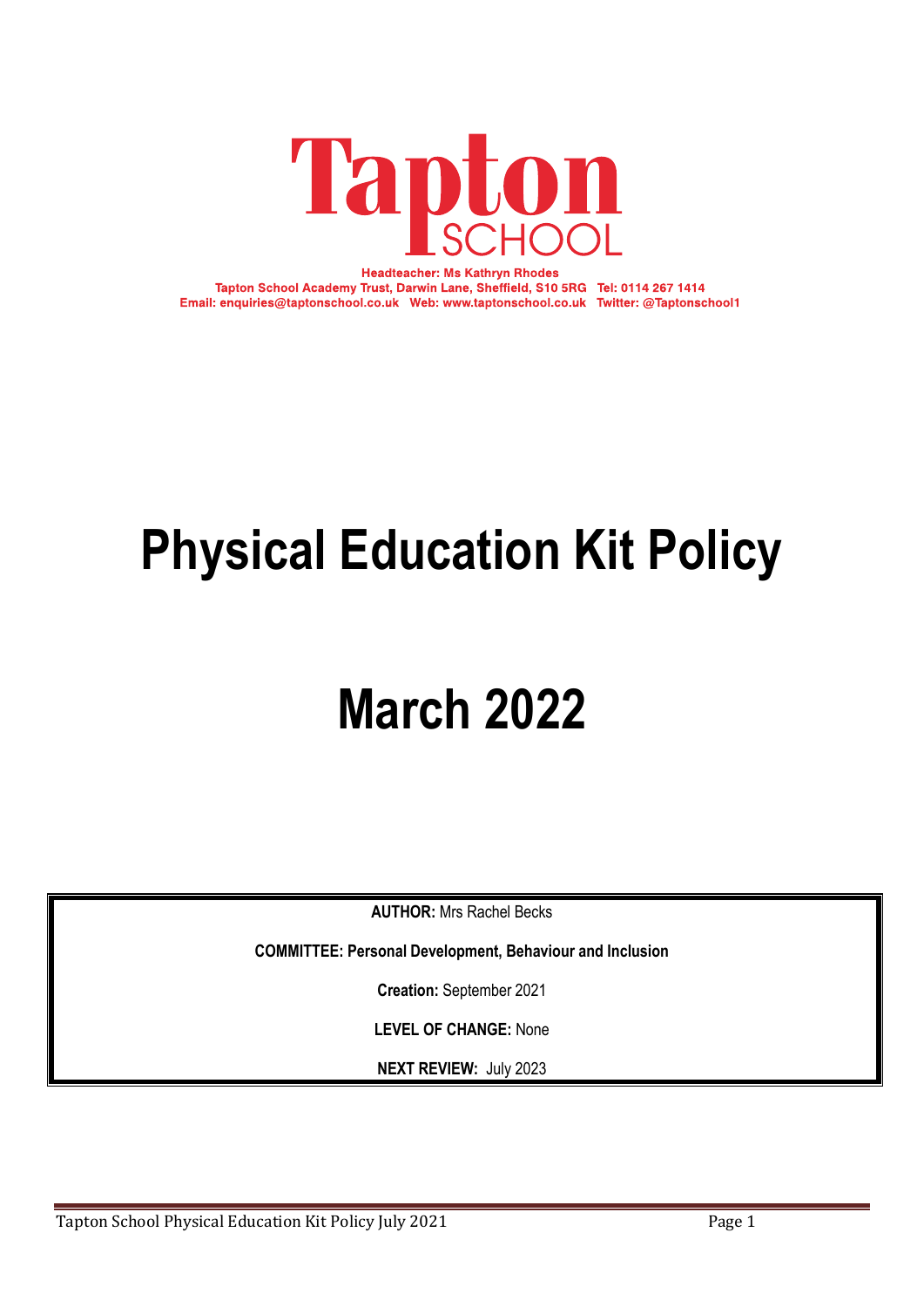# Tapton SCHOOL

**Headteacher: Ms Kathryn Rhodes**
**Tapton School Academy Trust, Darwin Lane, Sheffield, S10 5RG Tel: 0114 267 1414**
**Email: enquiries@taptonschool.co.uk Web: www.taptonschool.co.uk Twitter: @Taptonschool1**

# Physical Education Kit Policy

# March 2022

**AUTHOR:** Mrs Rachel Becks

**COMMITTEE: Personal Development, Behaviour and Inclusion**

**Creation:** September 2021

**LEVEL OF CHANGE:** None

**NEXT REVIEW:** July 2023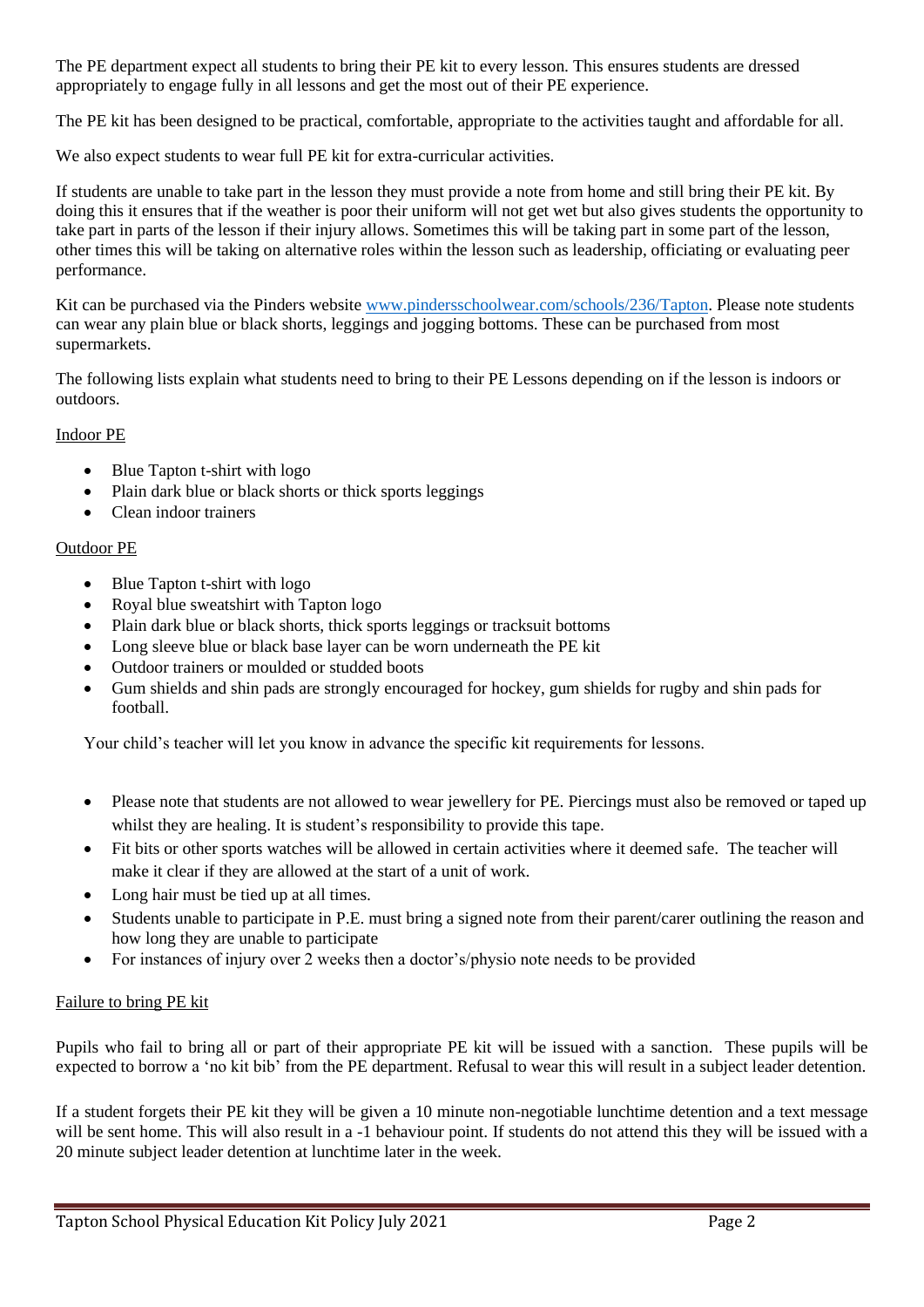The PE department expect all students to bring their PE kit to every lesson. This ensures students are dressed appropriately to engage fully in all lessons and get the most out of their PE experience.

The PE kit has been designed to be practical, comfortable, appropriate to the activities taught and affordable for all.

We also expect students to wear full PE kit for extra-curricular activities.

If students are unable to take part in the lesson they must provide a note from home and still bring their PE kit. By doing this it ensures that if the weather is poor their uniform will not get wet but also gives students the opportunity to take part in parts of the lesson if their injury allows. Sometimes this will be taking part in some part of the lesson, other times this will be taking on alternative roles within the lesson such as leadership, officiating or evaluating peer performance.

Kit can be purchased via the Pinders website [www.pindersschoolwear.com/schools/236/Tapton](http://www.pindersschoolwear.com/schools/236/Tapton). Please note students can wear any plain blue or black shorts, leggings and jogging bottoms. These can be purchased from most supermarkets.

The following lists explain what students need to bring to their PE Lessons depending on if the lesson is indoors or outdoors.

<u>Indoor PE</u>

- Blue Tapton t-shirt with logo
- Plain dark blue or black shorts or thick sports leggings
- Clean indoor trainers

<u>Outdoor PE</u>

- Blue Tapton t-shirt with logo
- Royal blue sweatshirt with Tapton logo
- Plain dark blue or black shorts, thick sports leggings or tracksuit bottoms
- Long sleeve blue or black base layer can be worn underneath the PE kit
- Outdoor trainers or moulded or studded boots
- Gum shields and shin pads are strongly encouraged for hockey, gum shields for rugby and shin pads for football.

Your child's teacher will let you know in advance the specific kit requirements for lessons.

- Please note that students are not allowed to wear jewellery for PE. Piercings must also be removed or taped up whilst they are healing. It is student's responsibility to provide this tape.
- Fit bits or other sports watches will be allowed in certain activities where it deemed safe. The teacher will make it clear if they are allowed at the start of a unit of work.
- Long hair must be tied up at all times.
- Students unable to participate in P.E. must bring a signed note from their parent/carer outlining the reason and how long they are unable to participate
- For instances of injury over 2 weeks then a doctor's/physio note needs to be provided

<u>Failure to bring PE kit</u>

Pupils who fail to bring all or part of their appropriate PE kit will be issued with a sanction. These pupils will be expected to borrow a 'no kit bib' from the PE department. Refusal to wear this will result in a subject leader detention.

If a student forgets their PE kit they will be given a 10 minute non-negotiable lunchtime detention and a text message will be sent home. This will also result in a -1 behaviour point. If students do not attend this they will be issued with a 20 minute subject leader detention at lunchtime later in the week.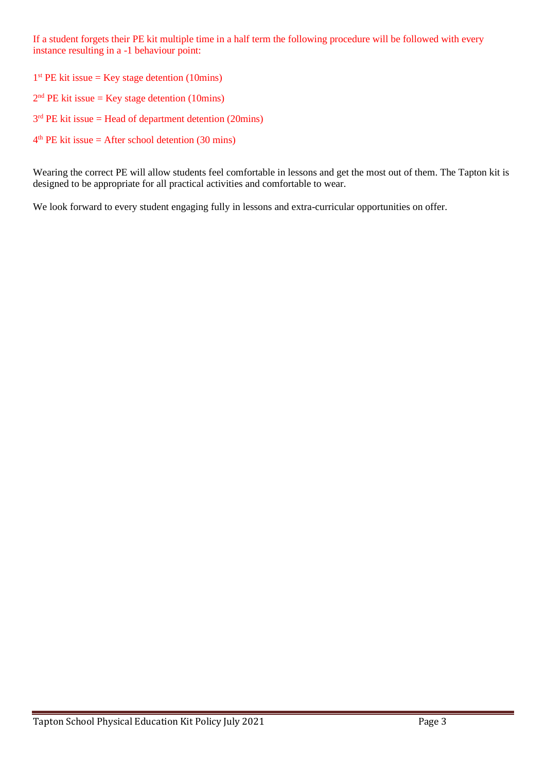If a student forgets their PE kit multiple time in a half term the following procedure will be followed with every instance resulting in a -1 behaviour point:

1st PE kit issue = Key stage detention (10mins)

2nd PE kit issue = Key stage detention (10mins)

3rd PE kit issue = Head of department detention (20mins)

4th PE kit issue = After school detention (30 mins)

Wearing the correct PE will allow students feel comfortable in lessons and get the most out of them. The Tapton kit is designed to be appropriate for all practical activities and comfortable to wear.

We look forward to every student engaging fully in lessons and extra-curricular opportunities on offer.